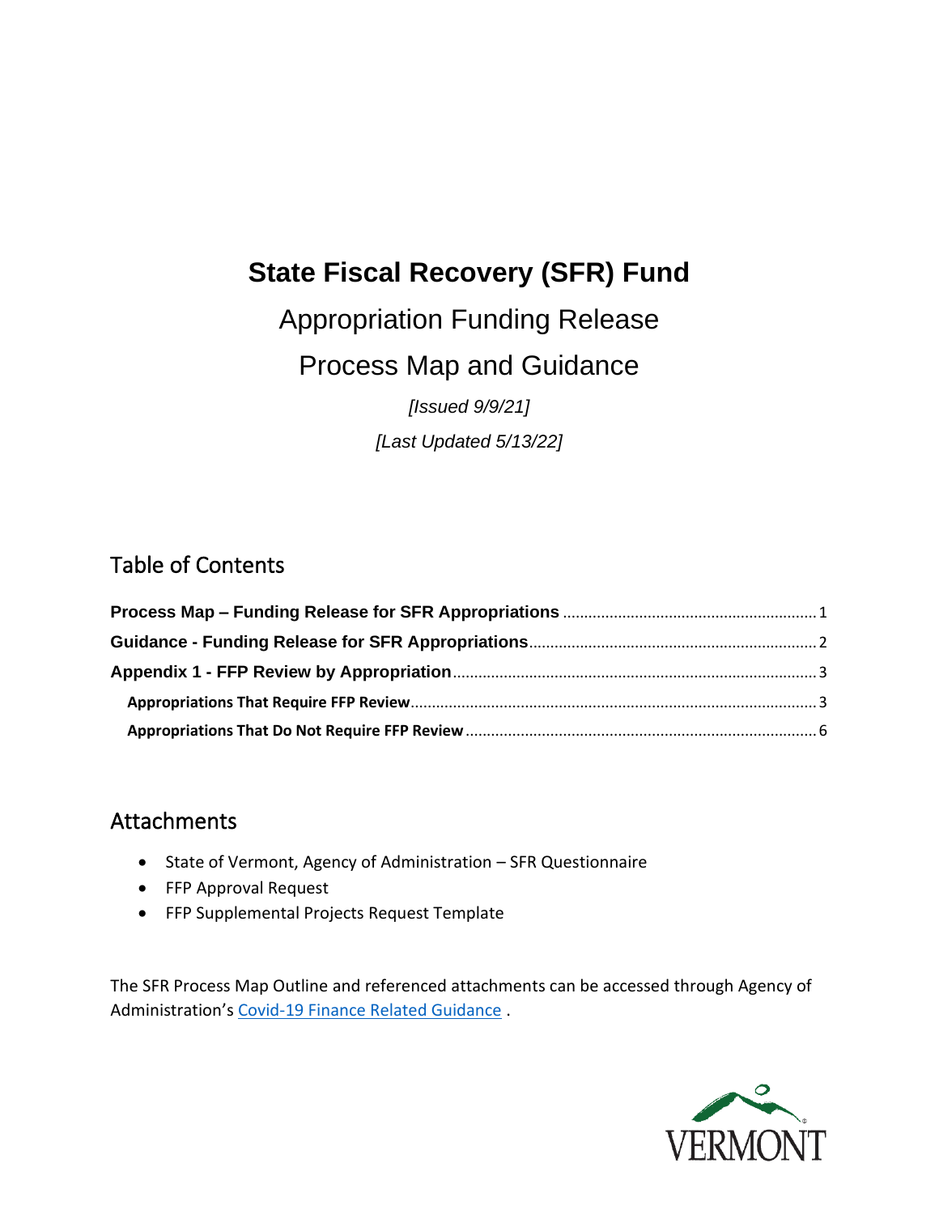# State Fiscal Recovery (SFR) Fund

Appropriation Funding Release

Process Map and Guidance

*[Issued 9/9/21]*

*[Last Updated 5/13/22]*

## Table of Contents

**Process Map – Funding Release for SFR Appropriations** .......... 1

**Guidance - Funding Release for SFR Appropriations** .......... 2

**Appendix 1 - FFP Review by Appropriation** .......... 3

- **Appropriations That Require FFP Review** .......... 3
- **Appropriations That Do Not Require FFP Review** .......... 6

## Attachments

- State of Vermont, Agency of Administration – SFR Questionnaire
- FFP Approval Request
- FFP Supplemental Projects Request Template

The SFR Process Map Outline and referenced attachments can be accessed through Agency of Administration's Covid-19 Finance Related Guidance .

VERMONT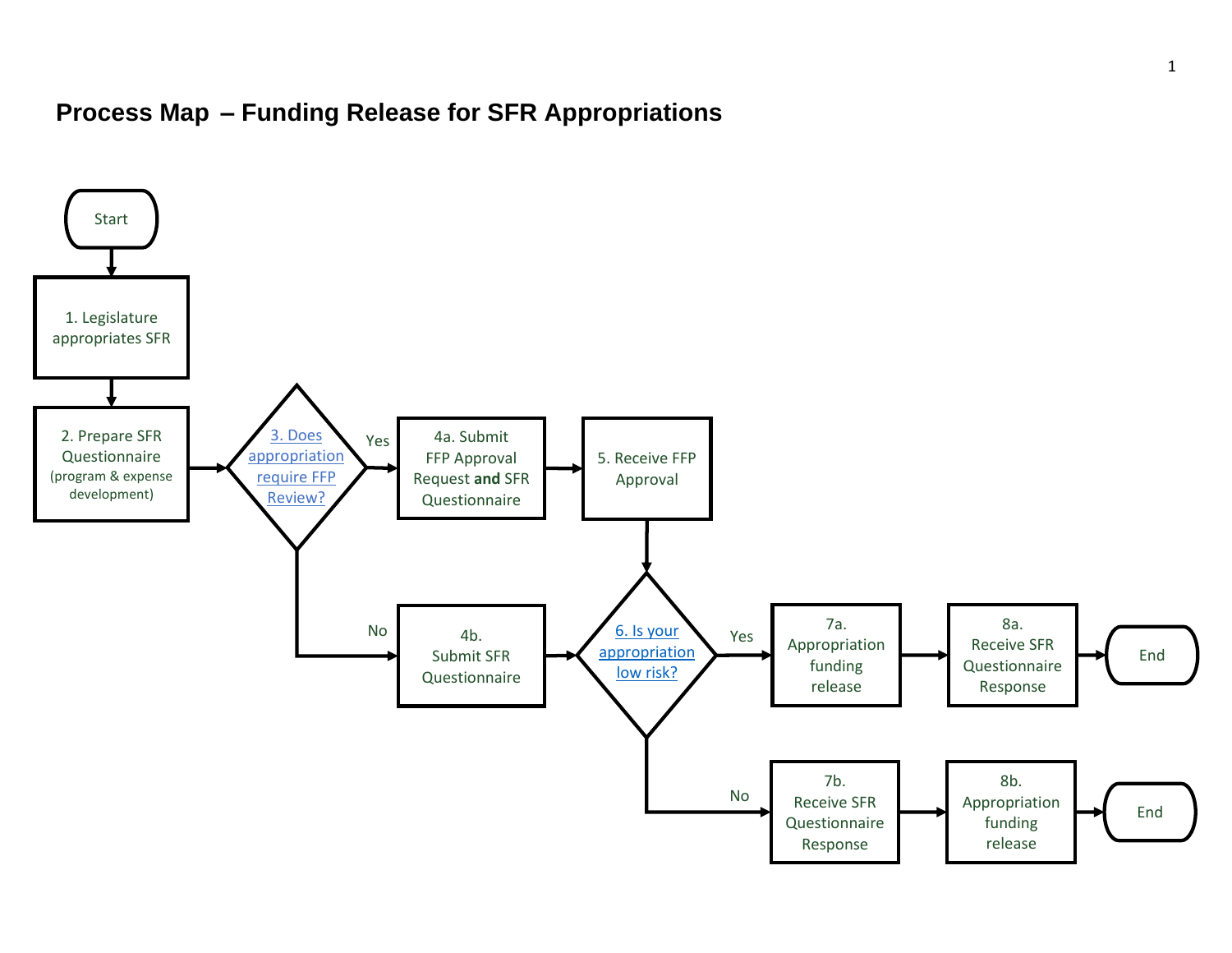# Process Map – Funding Release for SFR Appropriations

Start

1. Legislature appropriates SFR

2. Prepare SFR Questionnaire (program & expense development)

3. Does appropriation require FFP Review?

- Yes → 4a. Submit FFP Approval Request **and** SFR Questionnaire → 5. Receive FFP Approval → 6. Is your appropriation low risk?
- No → 4b. Submit SFR Questionnaire → 6. Is your appropriation low risk?

6. Is your appropriation low risk?

- Yes → 7a. Appropriation funding release → 8a. Receive SFR Questionnaire Response → End
- No → 7b. Receive SFR Questionnaire Response → 8b. Appropriation funding release → End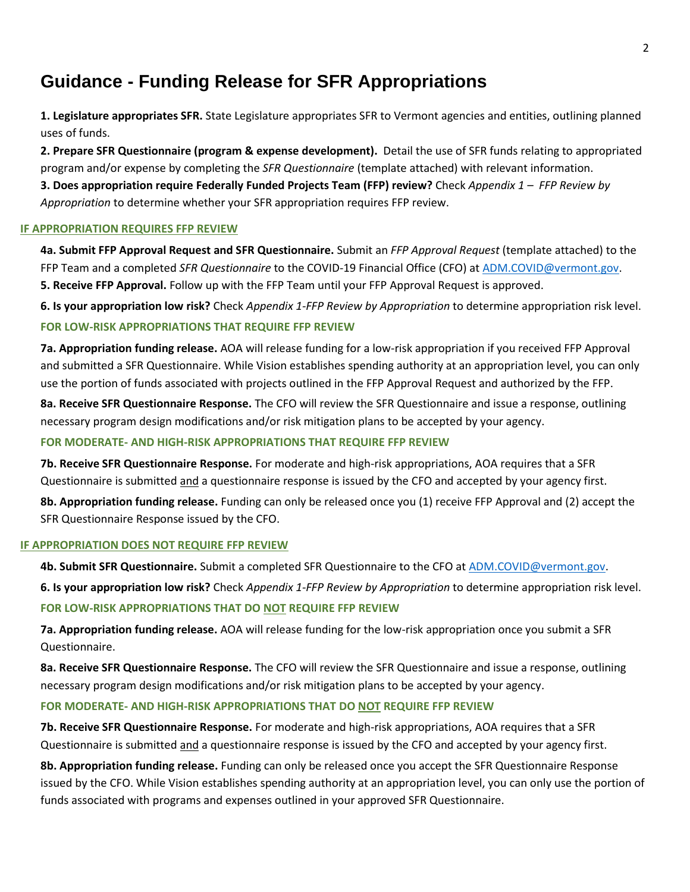# Guidance - Funding Release for SFR Appropriations

**1. Legislature appropriates SFR.** State Legislature appropriates SFR to Vermont agencies and entities, outlining planned uses of funds.

**2. Prepare SFR Questionnaire (program & expense development).** Detail the use of SFR funds relating to appropriated program and/or expense by completing the *SFR Questionnaire* (template attached) with relevant information.

**3. Does appropriation require Federally Funded Projects Team (FFP) review?** Check *Appendix 1 – FFP Review by Appropriation* to determine whether your SFR appropriation requires FFP review.

## IF APPROPRIATION REQUIRES FFP REVIEW

**4a. Submit FFP Approval Request and SFR Questionnaire.** Submit an *FFP Approval Request* (template attached) to the FFP Team and a completed *SFR Questionnaire* to the COVID-19 Financial Office (CFO) at ADM.COVID@vermont.gov.

**5. Receive FFP Approval.** Follow up with the FFP Team until your FFP Approval Request is approved.

**6. Is your appropriation low risk?** Check *Appendix 1-FFP Review by Appropriation* to determine appropriation risk level.

### FOR LOW-RISK APPROPRIATIONS THAT REQUIRE FFP REVIEW

**7a. Appropriation funding release.** AOA will release funding for a low-risk appropriation if you received FFP Approval and submitted a SFR Questionnaire. While Vision establishes spending authority at an appropriation level, you can only use the portion of funds associated with projects outlined in the FFP Approval Request and authorized by the FFP.

**8a. Receive SFR Questionnaire Response.** The CFO will review the SFR Questionnaire and issue a response, outlining necessary program design modifications and/or risk mitigation plans to be accepted by your agency.

### FOR MODERATE- AND HIGH-RISK APPROPRIATIONS THAT REQUIRE FFP REVIEW

**7b. Receive SFR Questionnaire Response.** For moderate and high-risk appropriations, AOA requires that a SFR Questionnaire is submitted and a questionnaire response is issued by the CFO and accepted by your agency first.

**8b. Appropriation funding release.** Funding can only be released once you (1) receive FFP Approval and (2) accept the SFR Questionnaire Response issued by the CFO.

## IF APPROPRIATION DOES NOT REQUIRE FFP REVIEW

**4b. Submit SFR Questionnaire.** Submit a completed SFR Questionnaire to the CFO at ADM.COVID@vermont.gov.

**6. Is your appropriation low risk?** Check *Appendix 1-FFP Review by Appropriation* to determine appropriation risk level.

### FOR LOW-RISK APPROPRIATIONS THAT DO NOT REQUIRE FFP REVIEW

**7a. Appropriation funding release.** AOA will release funding for the low-risk appropriation once you submit a SFR Questionnaire.

**8a. Receive SFR Questionnaire Response.** The CFO will review the SFR Questionnaire and issue a response, outlining necessary program design modifications and/or risk mitigation plans to be accepted by your agency.

### FOR MODERATE- AND HIGH-RISK APPROPRIATIONS THAT DO NOT REQUIRE FFP REVIEW

**7b. Receive SFR Questionnaire Response.** For moderate and high-risk appropriations, AOA requires that a SFR Questionnaire is submitted and a questionnaire response is issued by the CFO and accepted by your agency first.

**8b. Appropriation funding release.** Funding can only be released once you accept the SFR Questionnaire Response issued by the CFO. While Vision establishes spending authority at an appropriation level, you can only use the portion of funds associated with programs and expenses outlined in your approved SFR Questionnaire.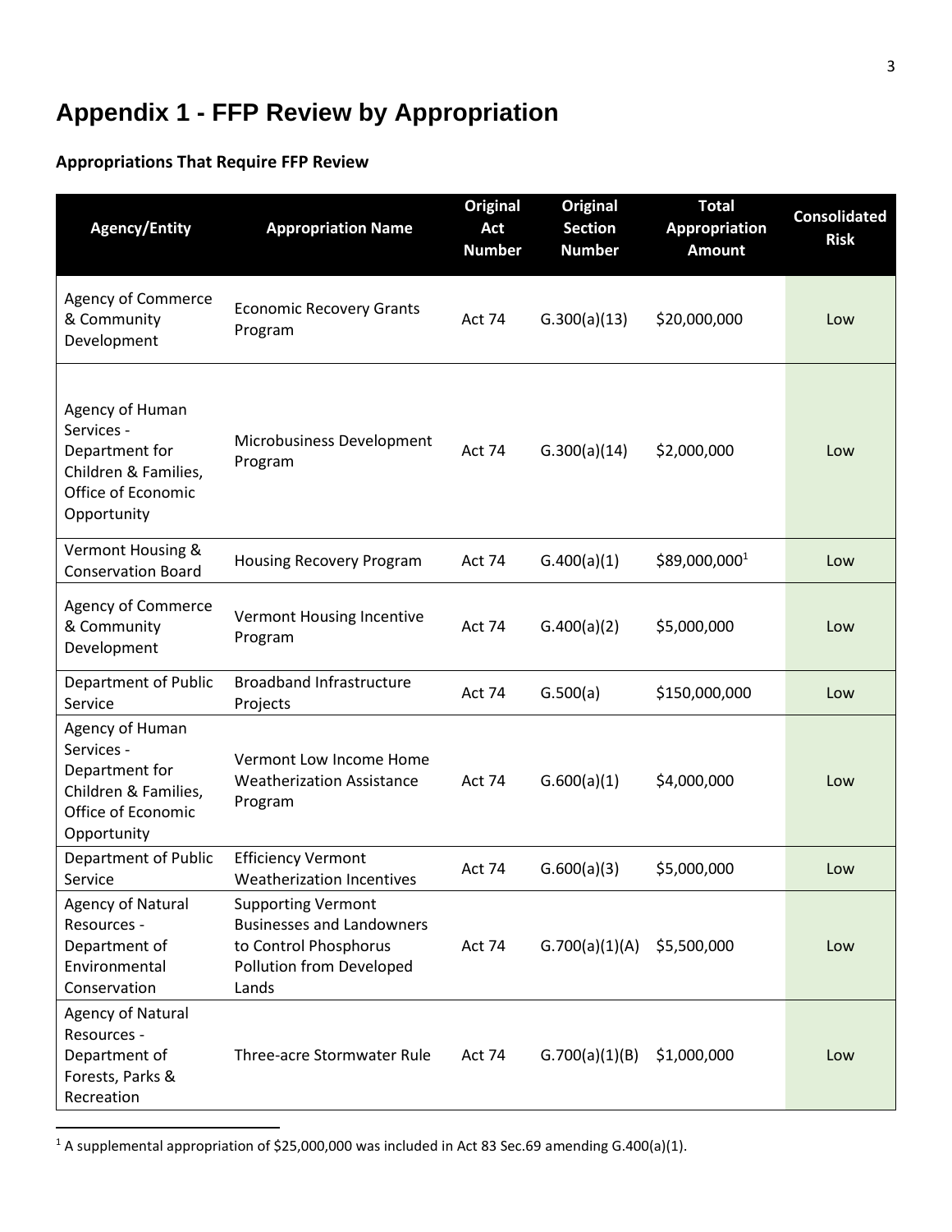# Appendix 1 - FFP Review by Appropriation

**Appropriations That Require FFP Review**

| Agency/Entity | Appropriation Name | Original Act Number | Original Section Number | Total Appropriation Amount | Consolidated Risk |
|---|---|---|---|---|---|
| Agency of Commerce & Community Development | Economic Recovery Grants Program | Act 74 | G.300(a)(13) | $20,000,000 | Low |
| Agency of Human Services - Department for Children & Families, Office of Economic Opportunity | Microbusiness Development Program | Act 74 | G.300(a)(14) | $2,000,000 | Low |
| Vermont Housing & Conservation Board | Housing Recovery Program | Act 74 | G.400(a)(1) | $89,000,000[1] | Low |
| Agency of Commerce & Community Development | Vermont Housing Incentive Program | Act 74 | G.400(a)(2) | $5,000,000 | Low |
| Department of Public Service | Broadband Infrastructure Projects | Act 74 | G.500(a) | $150,000,000 | Low |
| Agency of Human Services - Department for Children & Families, Office of Economic Opportunity | Vermont Low Income Home Weatherization Assistance Program | Act 74 | G.600(a)(1) | $4,000,000 | Low |
| Department of Public Service | Efficiency Vermont Weatherization Incentives | Act 74 | G.600(a)(3) | $5,000,000 | Low |
| Agency of Natural Resources - Department of Environmental Conservation | Supporting Vermont Businesses and Landowners to Control Phosphorus Pollution from Developed Lands | Act 74 | G.700(a)(1)(A) | $5,500,000 | Low |
| Agency of Natural Resources - Department of Forests, Parks & Recreation | Three-acre Stormwater Rule | Act 74 | G.700(a)(1)(B) | $1,000,000 | Low |

[1] A supplemental appropriation of $25,000,000 was included in Act 83 Sec.69 amending G.400(a)(1).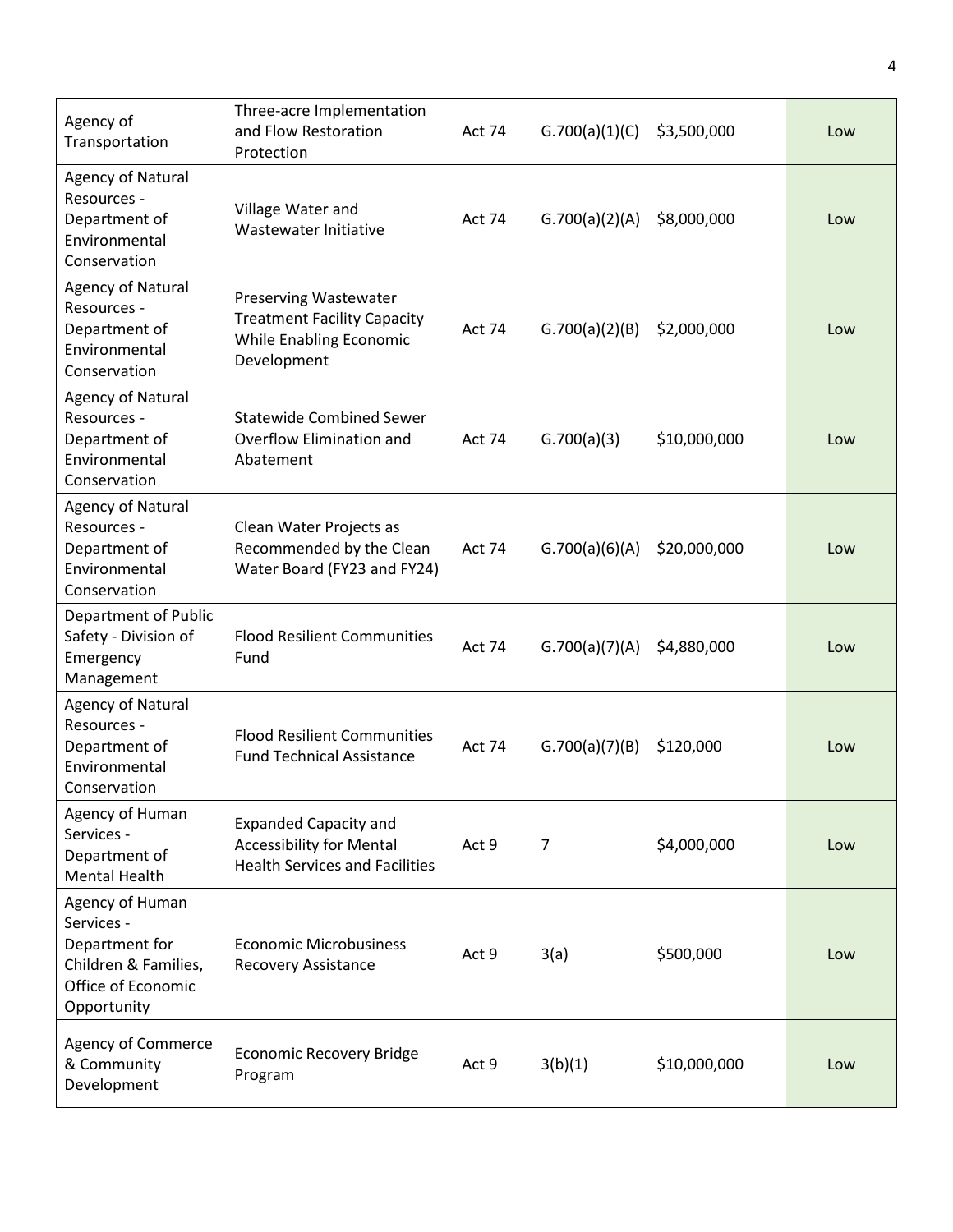| | | | | | |
|---|---|---|---|---|---|
| Agency of Transportation | Three-acre Implementation and Flow Restoration Protection | Act 74 | G.700(a)(1)(C) | $3,500,000 | Low |
| Agency of Natural Resources - Department of Environmental Conservation | Village Water and Wastewater Initiative | Act 74 | G.700(a)(2)(A) | $8,000,000 | Low |
| Agency of Natural Resources - Department of Environmental Conservation | Preserving Wastewater Treatment Facility Capacity While Enabling Economic Development | Act 74 | G.700(a)(2)(B) | $2,000,000 | Low |
| Agency of Natural Resources - Department of Environmental Conservation | Statewide Combined Sewer Overflow Elimination and Abatement | Act 74 | G.700(a)(3) | $10,000,000 | Low |
| Agency of Natural Resources - Department of Environmental Conservation | Clean Water Projects as Recommended by the Clean Water Board (FY23 and FY24) | Act 74 | G.700(a)(6)(A) | $20,000,000 | Low |
| Department of Public Safety - Division of Emergency Management | Flood Resilient Communities Fund | Act 74 | G.700(a)(7)(A) | $4,880,000 | Low |
| Agency of Natural Resources - Department of Environmental Conservation | Flood Resilient Communities Fund Technical Assistance | Act 74 | G.700(a)(7)(B) | $120,000 | Low |
| Agency of Human Services - Department of Mental Health | Expanded Capacity and Accessibility for Mental Health Services and Facilities | Act 9 | 7 | $4,000,000 | Low |
| Agency of Human Services - Department for Children & Families, Office of Economic Opportunity | Economic Microbusiness Recovery Assistance | Act 9 | 3(a) | $500,000 | Low |
| Agency of Commerce & Community Development | Economic Recovery Bridge Program | Act 9 | 3(b)(1) | $10,000,000 | Low |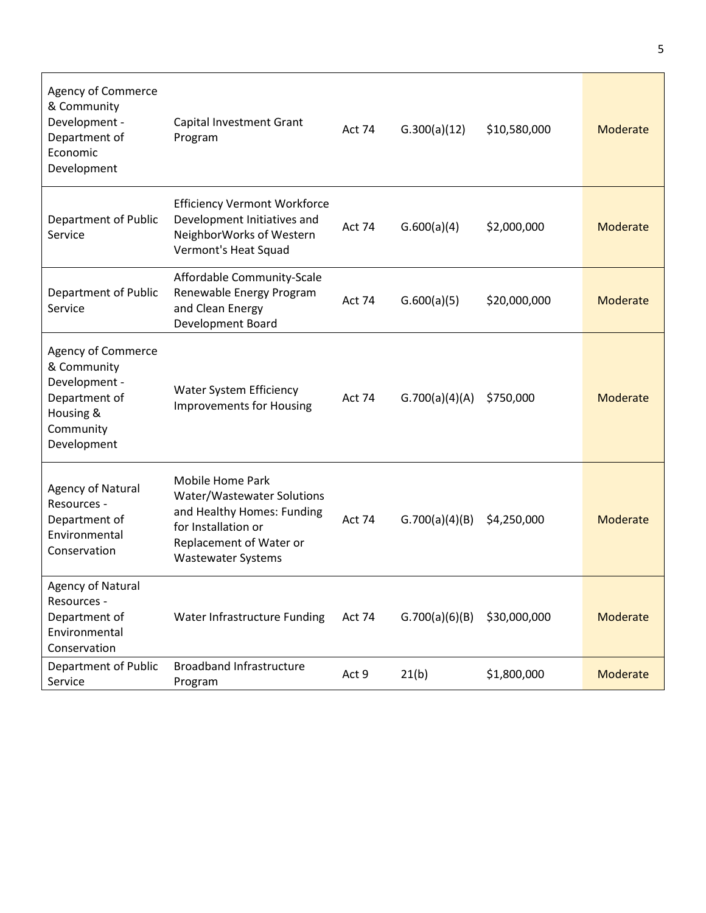| | | | | | |
|---|---|---|---|---|---|
| Agency of Commerce & Community Development - Department of Economic Development | Capital Investment Grant Program | Act 74 | G.300(a)(12) | $10,580,000 | Moderate |
| Department of Public Service | Efficiency Vermont Workforce Development Initiatives and NeighborWorks of Western Vermont's Heat Squad | Act 74 | G.600(a)(4) | $2,000,000 | Moderate |
| Department of Public Service | Affordable Community-Scale Renewable Energy Program and Clean Energy Development Board | Act 74 | G.600(a)(5) | $20,000,000 | Moderate |
| Agency of Commerce & Community Development - Department of Housing & Community Development | Water System Efficiency Improvements for Housing | Act 74 | G.700(a)(4)(A) | $750,000 | Moderate |
| Agency of Natural Resources - Department of Environmental Conservation | Mobile Home Park Water/Wastewater Solutions and Healthy Homes: Funding for Installation or Replacement of Water or Wastewater Systems | Act 74 | G.700(a)(4)(B) | $4,250,000 | Moderate |
| Agency of Natural Resources - Department of Environmental Conservation | Water Infrastructure Funding | Act 74 | G.700(a)(6)(B) | $30,000,000 | Moderate |
| Department of Public Service | Broadband Infrastructure Program | Act 9 | 21(b) | $1,800,000 | Moderate |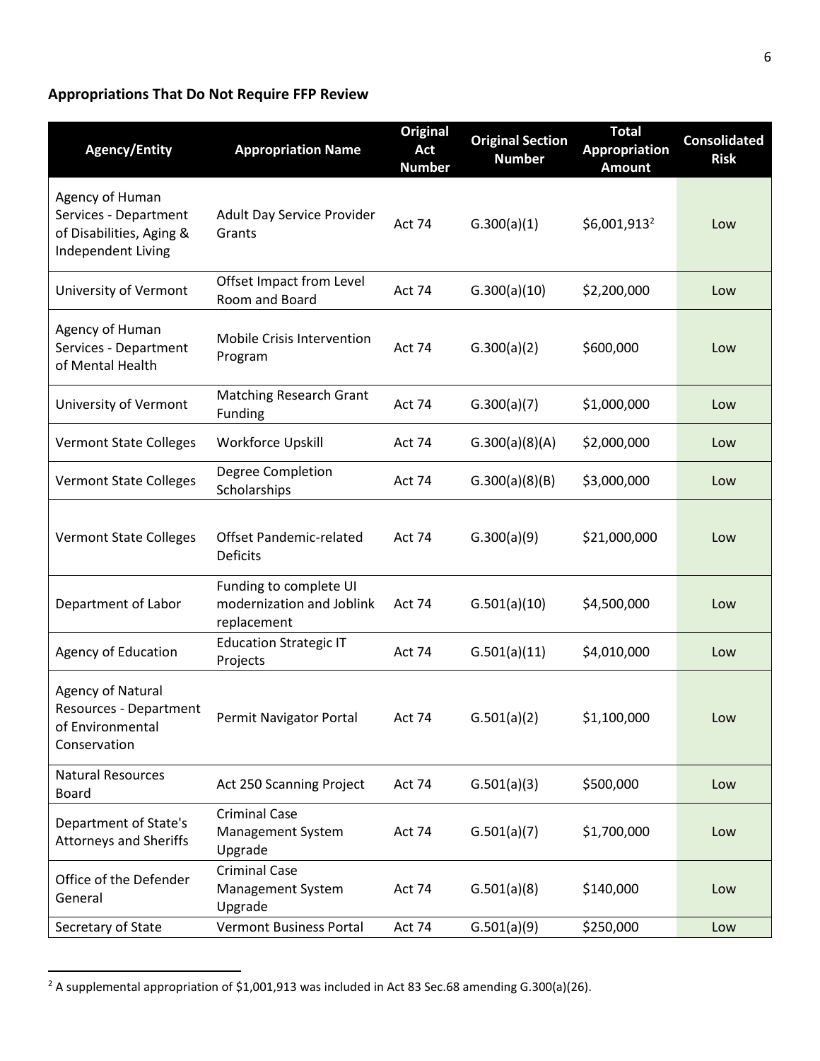**Appropriations That Do Not Require FFP Review**

| Agency/Entity | Appropriation Name | Original Act Number | Original Section Number | Total Appropriation Amount | Consolidated Risk |
|---|---|---|---|---|---|
| Agency of Human Services - Department of Disabilities, Aging & Independent Living | Adult Day Service Provider Grants | Act 74 | G.300(a)(1) | $6,001,913[2] | Low |
| University of Vermont | Offset Impact from Level Room and Board | Act 74 | G.300(a)(10) | $2,200,000 | Low |
| Agency of Human Services - Department of Mental Health | Mobile Crisis Intervention Program | Act 74 | G.300(a)(2) | $600,000 | Low |
| University of Vermont | Matching Research Grant Funding | Act 74 | G.300(a)(7) | $1,000,000 | Low |
| Vermont State Colleges | Workforce Upskill | Act 74 | G.300(a)(8)(A) | $2,000,000 | Low |
| Vermont State Colleges | Degree Completion Scholarships | Act 74 | G.300(a)(8)(B) | $3,000,000 | Low |
| Vermont State Colleges | Offset Pandemic-related Deficits | Act 74 | G.300(a)(9) | $21,000,000 | Low |
| Department of Labor | Funding to complete UI modernization and Joblink replacement | Act 74 | G.501(a)(10) | $4,500,000 | Low |
| Agency of Education | Education Strategic IT Projects | Act 74 | G.501(a)(11) | $4,010,000 | Low |
| Agency of Natural Resources - Department of Environmental Conservation | Permit Navigator Portal | Act 74 | G.501(a)(2) | $1,100,000 | Low |
| Natural Resources Board | Act 250 Scanning Project | Act 74 | G.501(a)(3) | $500,000 | Low |
| Department of State's Attorneys and Sheriffs | Criminal Case Management System Upgrade | Act 74 | G.501(a)(7) | $1,700,000 | Low |
| Office of the Defender General | Criminal Case Management System Upgrade | Act 74 | G.501(a)(8) | $140,000 | Low |
| Secretary of State | Vermont Business Portal | Act 74 | G.501(a)(9) | $250,000 | Low |

[2] A supplemental appropriation of $1,001,913 was included in Act 83 Sec.68 amending G.300(a)(26).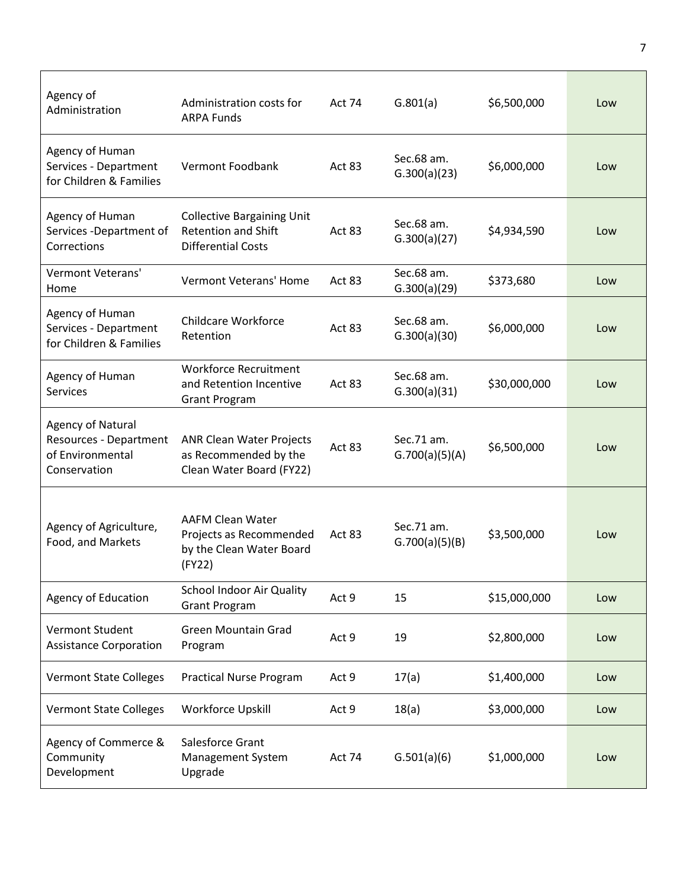| Agency of Administration | Administration costs for ARPA Funds | Act 74 | G.801(a) | $6,500,000 | Low |
|---|---|---|---|---|---|
| Agency of Human Services - Department for Children & Families | Vermont Foodbank | Act 83 | Sec.68 am. G.300(a)(23) | $6,000,000 | Low |
| Agency of Human Services -Department of Corrections | Collective Bargaining Unit Retention and Shift Differential Costs | Act 83 | Sec.68 am. G.300(a)(27) | $4,934,590 | Low |
| Vermont Veterans' Home | Vermont Veterans' Home | Act 83 | Sec.68 am. G.300(a)(29) | $373,680 | Low |
| Agency of Human Services - Department for Children & Families | Childcare Workforce Retention | Act 83 | Sec.68 am. G.300(a)(30) | $6,000,000 | Low |
| Agency of Human Services | Workforce Recruitment and Retention Incentive Grant Program | Act 83 | Sec.68 am. G.300(a)(31) | $30,000,000 | Low |
| Agency of Natural Resources - Department of Environmental Conservation | ANR Clean Water Projects as Recommended by the Clean Water Board (FY22) | Act 83 | Sec.71 am. G.700(a)(5)(A) | $6,500,000 | Low |
| Agency of Agriculture, Food, and Markets | AAFM Clean Water Projects as Recommended by the Clean Water Board (FY22) | Act 83 | Sec.71 am. G.700(a)(5)(B) | $3,500,000 | Low |
| Agency of Education | School Indoor Air Quality Grant Program | Act 9 | 15 | $15,000,000 | Low |
| Vermont Student Assistance Corporation | Green Mountain Grad Program | Act 9 | 19 | $2,800,000 | Low |
| Vermont State Colleges | Practical Nurse Program | Act 9 | 17(a) | $1,400,000 | Low |
| Vermont State Colleges | Workforce Upskill | Act 9 | 18(a) | $3,000,000 | Low |
| Agency of Commerce & Community Development | Salesforce Grant Management System Upgrade | Act 74 | G.501(a)(6) | $1,000,000 | Low |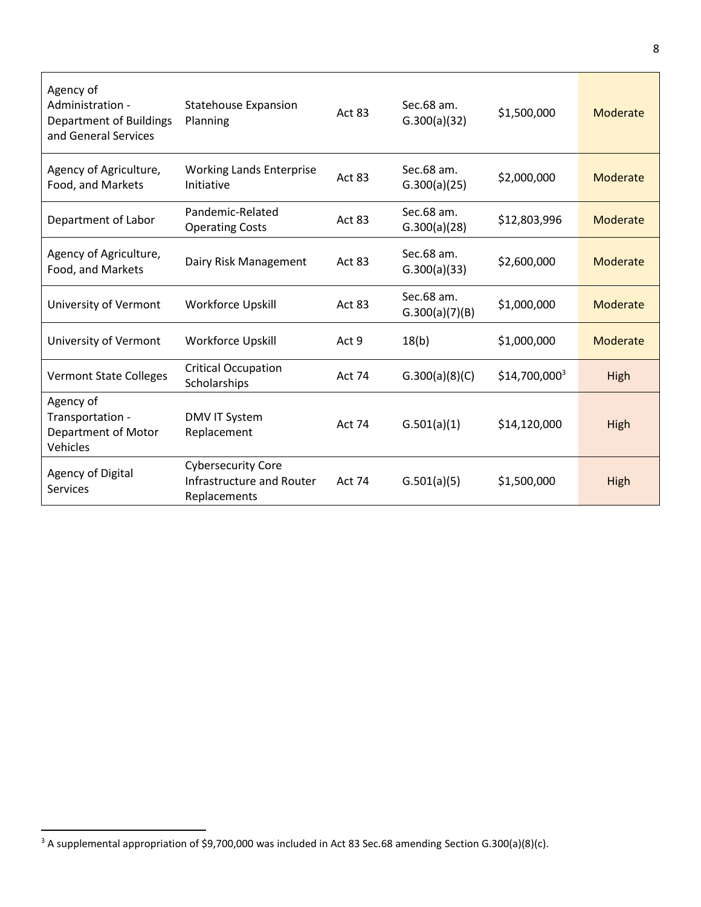| | | | | | |
|---|---|---|---|---|---|
| Agency of Administration - Department of Buildings and General Services | Statehouse Expansion Planning | Act 83 | Sec.68 am. G.300(a)(32) | $1,500,000 | Moderate |
| Agency of Agriculture, Food, and Markets | Working Lands Enterprise Initiative | Act 83 | Sec.68 am. G.300(a)(25) | $2,000,000 | Moderate |
| Department of Labor | Pandemic-Related Operating Costs | Act 83 | Sec.68 am. G.300(a)(28) | $12,803,996 | Moderate |
| Agency of Agriculture, Food, and Markets | Dairy Risk Management | Act 83 | Sec.68 am. G.300(a)(33) | $2,600,000 | Moderate |
| University of Vermont | Workforce Upskill | Act 83 | Sec.68 am. G.300(a)(7)(B) | $1,000,000 | Moderate |
| University of Vermont | Workforce Upskill | Act 9 | 18(b) | $1,000,000 | Moderate |
| Vermont State Colleges | Critical Occupation Scholarships | Act 74 | G.300(a)(8)(C) | $14,700,000[3] | High |
| Agency of Transportation - Department of Motor Vehicles | DMV IT System Replacement | Act 74 | G.501(a)(1) | $14,120,000 | High |
| Agency of Digital Services | Cybersecurity Core Infrastructure and Router Replacements | Act 74 | G.501(a)(5) | $1,500,000 | High |

[3] A supplemental appropriation of $9,700,000 was included in Act 83 Sec.68 amending Section G.300(a)(8)(c).